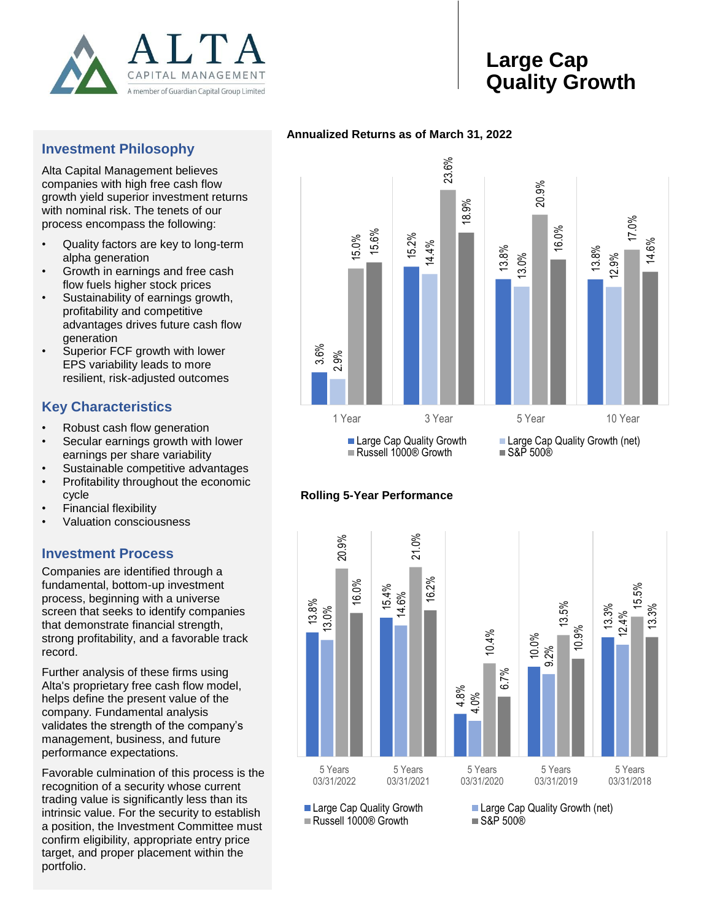# Large Cap Quality Growth

ALTA CAPITAL MANAGEMENT
A member of Guardian Capital Group Limited

## Investment Philosophy

Alta Capital Management believes companies with high free cash flow growth yield superior investment returns with nominal risk. The tenets of our process encompass the following:

- Quality factors are key to long-term alpha generation
- Growth in earnings and free cash flow fuels higher stock prices
- Sustainability of earnings growth, profitability and competitive advantages drives future cash flow generation
- Superior FCF growth with lower EPS variability leads to more resilient, risk-adjusted outcomes

## Key Characteristics

- Robust cash flow generation
- Secular earnings growth with lower earnings per share variability
- Sustainable competitive advantages
- Profitability throughout the economic cycle
- Financial flexibility
- Valuation consciousness

## Investment Process

Companies are identified through a fundamental, bottom-up investment process, beginning with a universe screen that seeks to identify companies that demonstrate financial strength, strong profitability, and a favorable track record.

Further analysis of these firms using Alta's proprietary free cash flow model, helps define the present value of the company. Fundamental analysis validates the strength of the company's management, business, and future performance expectations.

Favorable culmination of this process is the recognition of a security whose current trading value is significantly less than its intrinsic value. For the security to establish a position, the Investment Committee must confirm eligibility, appropriate entry price target, and proper placement within the portfolio.

### Annualized Returns as of March 31, 2022

| | 1 Year | 3 Year | 5 Year | 10 Year |
|---|---|---|---|---|
| Large Cap Quality Growth | 3.6% | 15.2% | 13.8% | 13.8% |
| Large Cap Quality Growth (net) | 2.9% | 14.4% | 13.0% | 12.9% |
| Russell 1000® Growth | 15.0% | 23.6% | 20.9% | 17.0% |
| S&P 500® | 15.6% | 18.9% | 16.0% | 14.6% |

### Rolling 5-Year Performance

| | 5 Years 03/31/2022 | 5 Years 03/31/2021 | 5 Years 03/31/2020 | 5 Years 03/31/2019 | 5 Years 03/31/2018 |
|---|---|---|---|---|---|
| Large Cap Quality Growth | 13.8% | 15.4% | 4.8% | 10.0% | 13.3% |
| Large Cap Quality Growth (net) | 13.0% | 14.6% | 4.0% | 9.2% | 12.4% |
| Russell 1000® Growth | 20.9% | 21.0% | 10.4% | 13.5% | 15.5% |
| S&P 500® | 16.0% | 16.2% | 6.7% | 10.9% | 13.3% |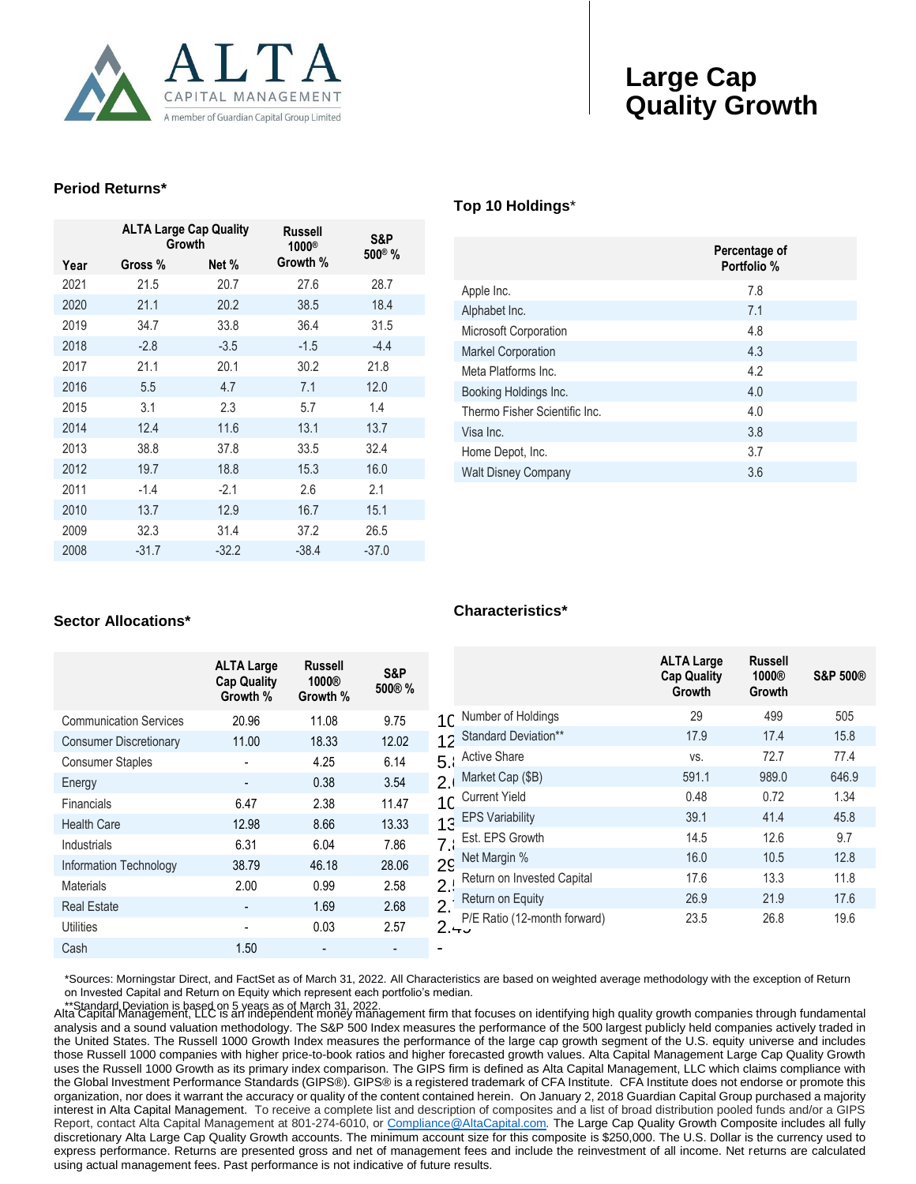ALTA
CAPITAL MANAGEMENT
A member of Guardian Capital Group Limited

# Large Cap Quality Growth

### Period Returns*

| | ALTA Large Cap Quality Growth | | Russell 1000® Growth % | S&P 500® % |
|---|---|---|---|---|
| Year | Gross % | Net % | | |
| 2021 | 21.5 | 20.7 | 27.6 | 28.7 |
| 2020 | 21.1 | 20.2 | 38.5 | 18.4 |
| 2019 | 34.7 | 33.8 | 36.4 | 31.5 |
| 2018 | -2.8 | -3.5 | -1.5 | -4.4 |
| 2017 | 21.1 | 20.1 | 30.2 | 21.8 |
| 2016 | 5.5 | 4.7 | 7.1 | 12.0 |
| 2015 | 3.1 | 2.3 | 5.7 | 1.4 |
| 2014 | 12.4 | 11.6 | 13.1 | 13.7 |
| 2013 | 38.8 | 37.8 | 33.5 | 32.4 |
| 2012 | 19.7 | 18.8 | 15.3 | 16.0 |
| 2011 | -1.4 | -2.1 | 2.6 | 2.1 |
| 2010 | 13.7 | 12.9 | 16.7 | 15.1 |
| 2009 | 32.3 | 31.4 | 37.2 | 26.5 |
| 2008 | -31.7 | -32.2 | -38.4 | -37.0 |

### Top 10 Holdings*

| | Percentage of Portfolio % |
|---|---|
| Apple Inc. | 7.8 |
| Alphabet Inc. | 7.1 |
| Microsoft Corporation | 4.8 |
| Markel Corporation | 4.3 |
| Meta Platforms Inc. | 4.2 |
| Booking Holdings Inc. | 4.0 |
| Thermo Fisher Scientific Inc. | 4.0 |
| Visa Inc. | 3.8 |
| Home Depot, Inc. | 3.7 |
| Walt Disney Company | 3.6 |

### Sector Allocations*

| | ALTA Large Cap Quality Growth % | Russell 1000® Growth % | S&P 500® % |
|---|---|---|---|
| Communication Services | 20.96 | 11.08 | 9.75 |
| Consumer Discretionary | 11.00 | 18.33 | 12.02 |
| Consumer Staples | - | 4.25 | 6.14 |
| Energy | - | 0.38 | 3.54 |
| Financials | 6.47 | 2.38 | 11.47 |
| Health Care | 12.98 | 8.66 | 13.33 |
| Industrials | 6.31 | 6.04 | 7.86 |
| Information Technology | 38.79 | 46.18 | 28.06 |
| Materials | 2.00 | 0.99 | 2.58 |
| Real Estate | - | 1.69 | 2.68 |
| Utilities | - | 0.03 | 2.57 |
| Cash | 1.50 | - | - |

### Characteristics*

| | ALTA Large Cap Quality Growth | Russell 1000® Growth | S&P 500® |
|---|---|---|---|
| Number of Holdings | 29 | 499 | 505 |
| Standard Deviation** | 17.9 | 17.4 | 15.8 |
| Active Share | vs. | 72.7 | 77.4 |
| Market Cap ($B) | 591.1 | 989.0 | 646.9 |
| Current Yield | 0.48 | 0.72 | 1.34 |
| EPS Variability | 39.1 | 41.4 | 45.8 |
| Est. EPS Growth | 14.5 | 12.6 | 9.7 |
| Net Margin % | 16.0 | 10.5 | 12.8 |
| Return on Invested Capital | 17.6 | 13.3 | 11.8 |
| Return on Equity | 26.9 | 21.9 | 17.6 |
| P/E Ratio (12-month forward) | 23.5 | 26.8 | 19.6 |

*Sources: Morningstar Direct, and FactSet as of March 31, 2022. All Characteristics are based on weighted average methodology with the exception of Return on Invested Capital and Return on Equity which represent each portfolio's median.

**Standard Deviation is based on 5 years as of March 31, 2022.

Alta Capital Management, LLC is an independent money management firm that focuses on identifying high quality growth companies through fundamental analysis and a sound valuation methodology. The S&P 500 Index measures the performance of the 500 largest publicly held companies actively traded in the United States. The Russell 1000 Growth Index measures the performance of the large cap growth segment of the U.S. equity universe and includes those Russell 1000 companies with higher price-to-book ratios and higher forecasted growth values. Alta Capital Management Large Cap Quality Growth uses the Russell 1000 Growth as its primary index comparison. The GIPS firm is defined as Alta Capital Management, LLC which claims compliance with the Global Investment Performance Standards (GIPS®). GIPS® is a registered trademark of CFA Institute. CFA Institute does not endorse or promote this organization, nor does it warrant the accuracy or quality of the content contained herein. On January 2, 2018 Guardian Capital Group purchased a majority interest in Alta Capital Management. To receive a complete list and description of composites and a list of broad distribution pooled funds and/or a GIPS Report, contact Alta Capital Management at 801-274-6010, or Compliance@AltaCapital.com. The Large Cap Quality Growth Composite includes all fully discretionary Alta Large Cap Quality Growth accounts. The minimum account size for this composite is $250,000. The U.S. Dollar is the currency used to express performance. Returns are presented gross and net of management fees and include the reinvestment of all income. Net returns are calculated using actual management fees. Past performance is not indicative of future results.